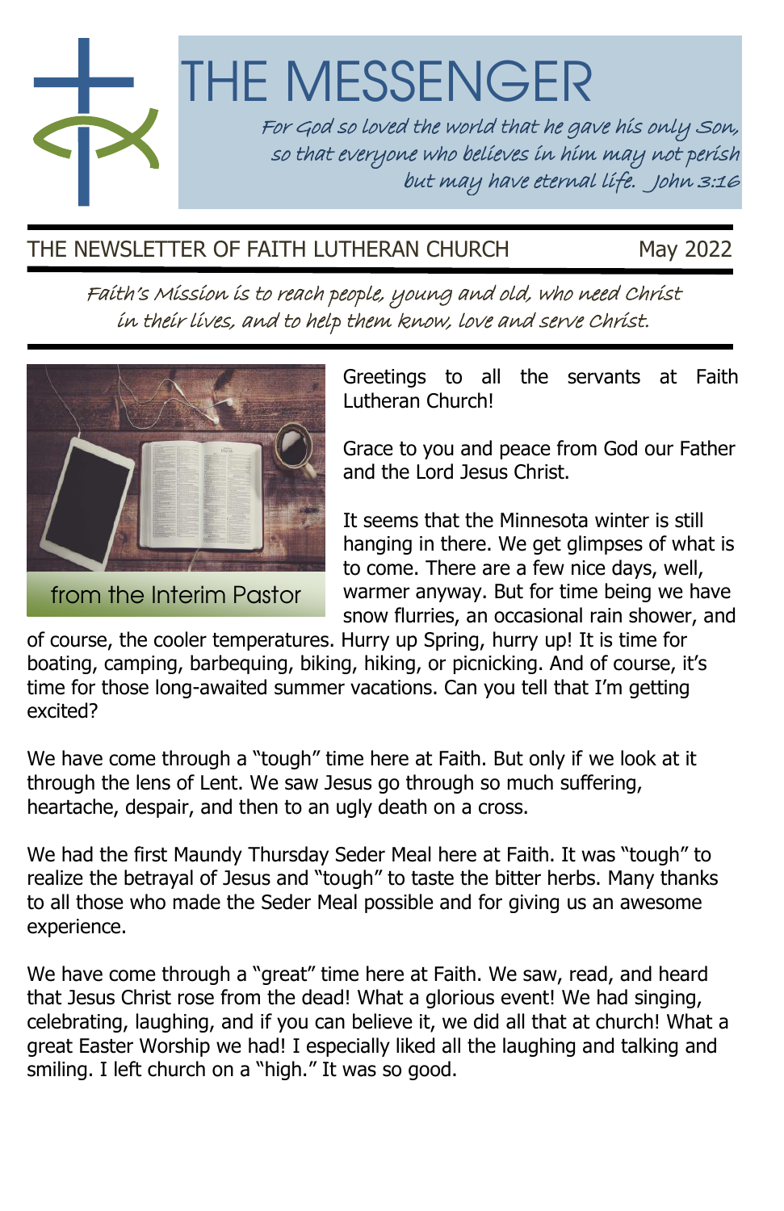# THE MESSENGER

*For God so loved the world that he gave his only Son, so that everyone who believes in him may not perish but may have eternal life. John 3:16*

THE NEWSLETTER OF FAITH LUTHERAN CHURCH May 2022

*Faith's Mission is to reach people, young and old, who need Christ in their lives, and to help them know, love and serve Christ.*

## from the Interim Pastor

Greetings to all the servants at Faith Lutheran Church!

Grace to you and peace from God our Father and the Lord Jesus Christ.

It seems that the Minnesota winter is still hanging in there. We get glimpses of what is to come. There are a few nice days, well, warmer anyway. But for time being we have snow flurries, an occasional rain shower, and of course, the cooler temperatures. Hurry up Spring, hurry up! It is time for boating, camping, barbequing, biking, hiking, or picnicking. And of course, it's time for those long-awaited summer vacations. Can you tell that I'm getting excited?

We have come through a "tough" time here at Faith. But only if we look at it through the lens of Lent. We saw Jesus go through so much suffering, heartache, despair, and then to an ugly death on a cross.

We had the first Maundy Thursday Seder Meal here at Faith. It was "tough" to realize the betrayal of Jesus and "tough" to taste the bitter herbs. Many thanks to all those who made the Seder Meal possible and for giving us an awesome experience.

We have come through a "great" time here at Faith. We saw, read, and heard that Jesus Christ rose from the dead! What a glorious event! We had singing, celebrating, laughing, and if you can believe it, we did all that at church! What a great Easter Worship we had! I especially liked all the laughing and talking and smiling. I left church on a "high." It was so good.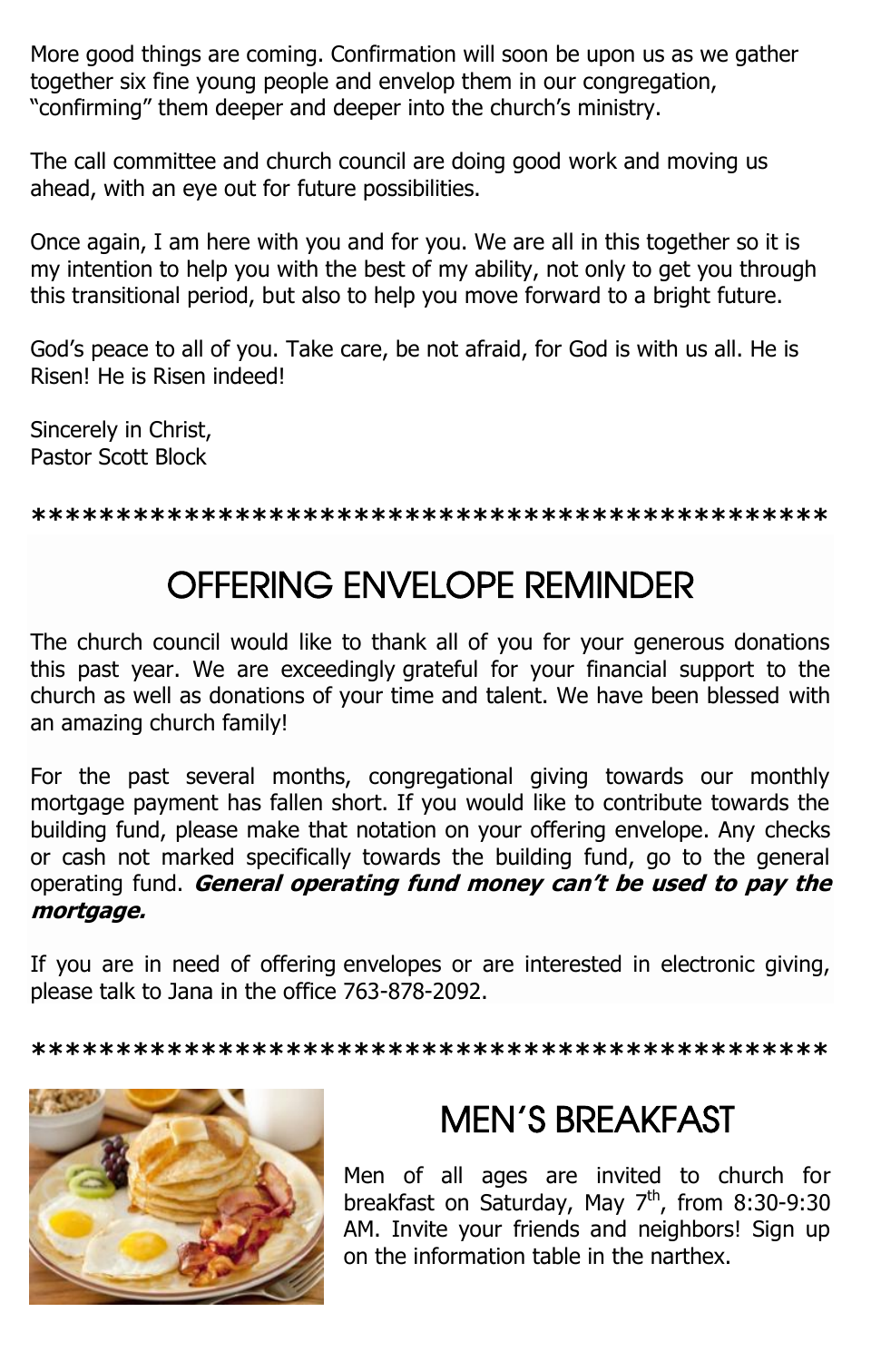More good things are coming. Confirmation will soon be upon us as we gather together six fine young people and envelop them in our congregation, "confirming" them deeper and deeper into the church's ministry.

The call committee and church council are doing good work and moving us ahead, with an eye out for future possibilities.

Once again, I am here with you and for you. We are all in this together so it is my intention to help you with the best of my ability, not only to get you through this transitional period, but also to help you move forward to a bright future.

God's peace to all of you. Take care, be not afraid, for God is with us all. He is Risen! He is Risen indeed!

Sincerely in Christ,
Pastor Scott Block

************************************************

## OFFERING ENVELOPE REMINDER

The church council would like to thank all of you for your generous donations this past year. We are exceedingly grateful for your financial support to the church as well as donations of your time and talent. We have been blessed with an amazing church family!

For the past several months, congregational giving towards our monthly mortgage payment has fallen short. If you would like to contribute towards the building fund, please make that notation on your offering envelope. Any checks or cash not marked specifically towards the building fund, go to the general operating fund. ***General operating fund money can't be used to pay the mortgage.***

If you are in need of offering envelopes or are interested in electronic giving, please talk to Jana in the office 763-878-2092.

************************************************

## MEN'S BREAKFAST

Men of all ages are invited to church for breakfast on Saturday, May 7th, from 8:30-9:30 AM. Invite your friends and neighbors! Sign up on the information table in the narthex.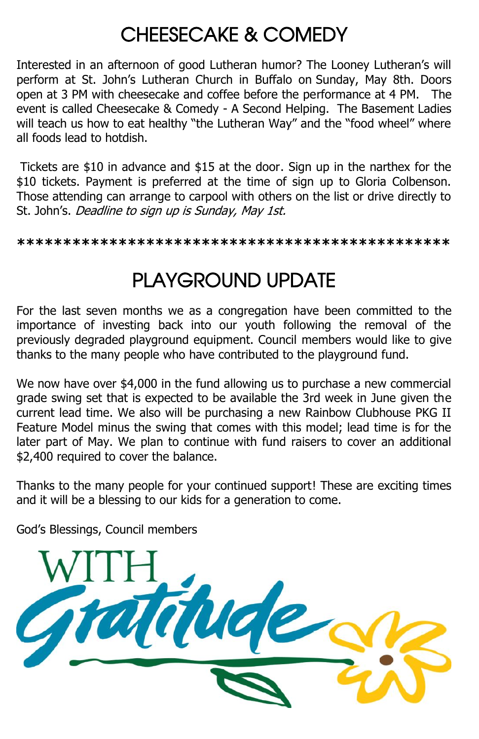# CHEESECAKE & COMEDY

Interested in an afternoon of good Lutheran humor? The Looney Lutheran's will perform at St. John's Lutheran Church in Buffalo on Sunday, May 8th. Doors open at 3 PM with cheesecake and coffee before the performance at 4 PM. The event is called Cheesecake & Comedy - A Second Helping. The Basement Ladies will teach us how to eat healthy "the Lutheran Way" and the "food wheel" where all foods lead to hotdish.

Tickets are $10 in advance and $15 at the door. Sign up in the narthex for the $10 tickets. Payment is preferred at the time of sign up to Gloria Colbenson. Those attending can arrange to carpool with others on the list or drive directly to St. John's. *Deadline to sign up is Sunday, May 1st.*

\*\*\*\*\*\*\*\*\*\*\*\*\*\*\*\*\*\*\*\*\*\*\*\*\*\*\*\*\*\*\*\*\*\*\*\*\*\*\*\*\*\*\*\*\*\*\*\*

# PLAYGROUND UPDATE

For the last seven months we as a congregation have been committed to the importance of investing back into our youth following the removal of the previously degraded playground equipment. Council members would like to give thanks to the many people who have contributed to the playground fund.

We now have over $4,000 in the fund allowing us to purchase a new commercial grade swing set that is expected to be available the 3rd week in June given the current lead time. We also will be purchasing a new Rainbow Clubhouse PKG II Feature Model minus the swing that comes with this model; lead time is for the later part of May. We plan to continue with fund raisers to cover an additional $2,400 required to cover the balance.

Thanks to the many people for your continued support! These are exciting times and it will be a blessing to our kids for a generation to come.

God's Blessings, Council members

WITH Gratitude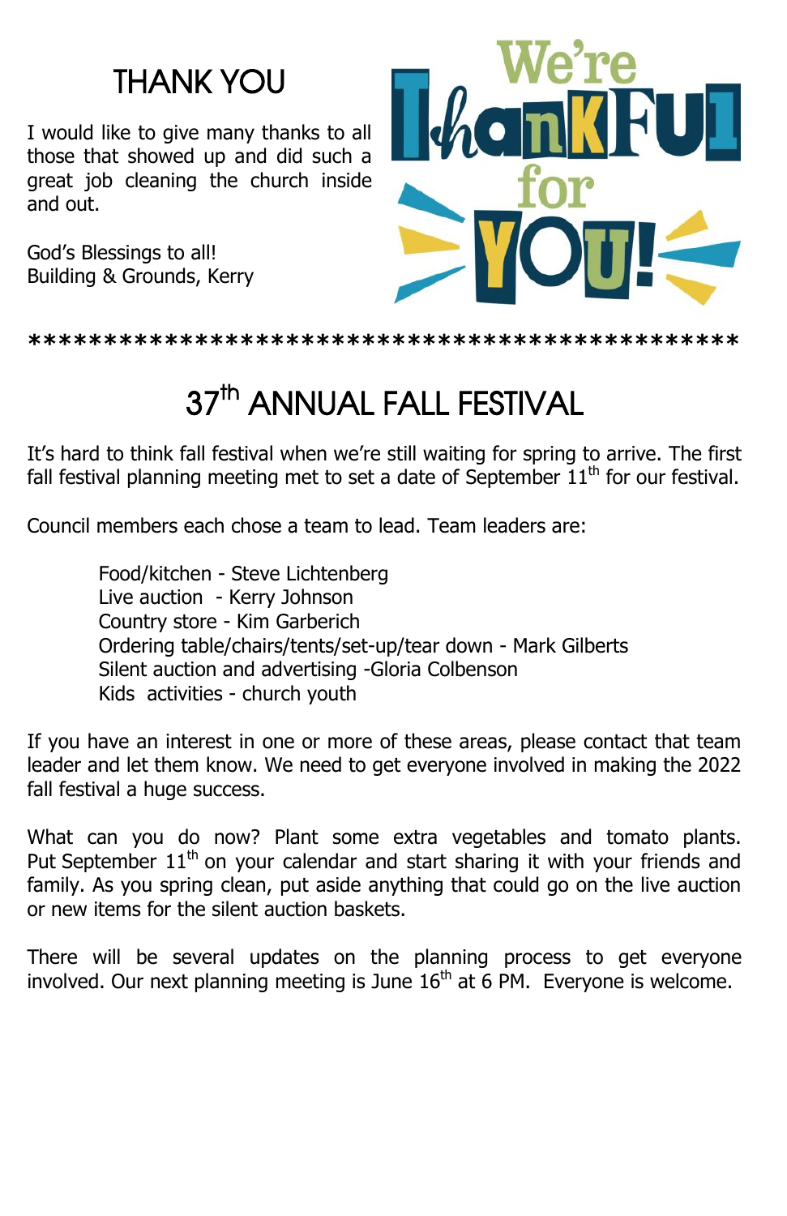## THANK YOU

I would like to give many thanks to all those that showed up and did such a great job cleaning the church inside and out.

God's Blessings to all!
Building & Grounds, Kerry

We're Thankful for YOU!

\*\*\*\*\*\*\*\*\*\*\*\*\*\*\*\*\*\*\*\*\*\*\*\*\*\*\*\*\*\*\*\*\*\*\*\*\*\*\*\*\*\*\*\*\*\*\*\*

## 37th ANNUAL FALL FESTIVAL

It's hard to think fall festival when we're still waiting for spring to arrive. The first fall festival planning meeting met to set a date of September 11th for our festival.

Council members each chose a team to lead. Team leaders are:

- Food/kitchen - Steve Lichtenberg
- Live auction - Kerry Johnson
- Country store - Kim Garberich
- Ordering table/chairs/tents/set-up/tear down - Mark Gilberts
- Silent auction and advertising -Gloria Colbenson
- Kids activities - church youth

If you have an interest in one or more of these areas, please contact that team leader and let them know. We need to get everyone involved in making the 2022 fall festival a huge success.

What can you do now? Plant some extra vegetables and tomato plants. Put September 11th on your calendar and start sharing it with your friends and family. As you spring clean, put aside anything that could go on the live auction or new items for the silent auction baskets.

There will be several updates on the planning process to get everyone involved. Our next planning meeting is June 16th at 6 PM. Everyone is welcome.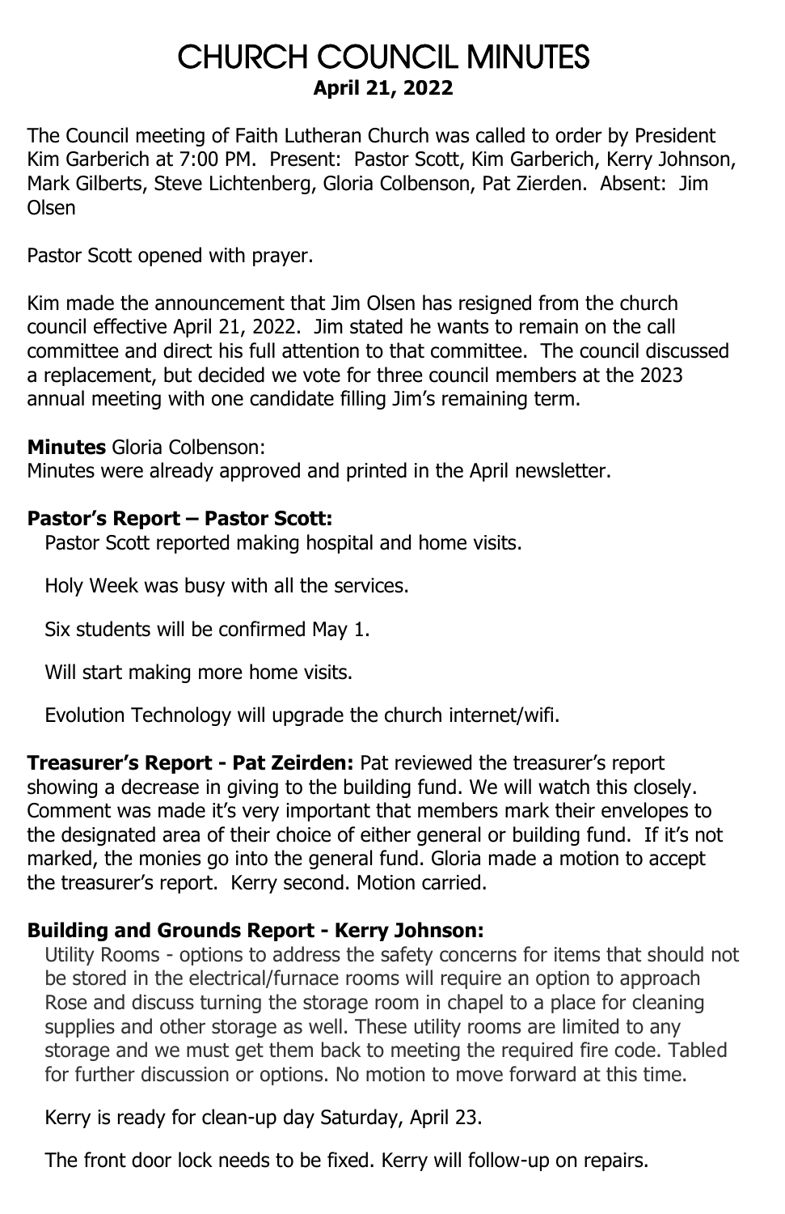# CHURCH COUNCIL MINUTES

**April 21, 2022**

The Council meeting of Faith Lutheran Church was called to order by President Kim Garberich at 7:00 PM. Present: Pastor Scott, Kim Garberich, Kerry Johnson, Mark Gilberts, Steve Lichtenberg, Gloria Colbenson, Pat Zierden. Absent: Jim Olsen

Pastor Scott opened with prayer.

Kim made the announcement that Jim Olsen has resigned from the church council effective April 21, 2022. Jim stated he wants to remain on the call committee and direct his full attention to that committee. The council discussed a replacement, but decided we vote for three council members at the 2023 annual meeting with one candidate filling Jim's remaining term.

**Minutes** Gloria Colbenson:
Minutes were already approved and printed in the April newsletter.

**Pastor's Report – Pastor Scott:**

Pastor Scott reported making hospital and home visits.

Holy Week was busy with all the services.

Six students will be confirmed May 1.

Will start making more home visits.

Evolution Technology will upgrade the church internet/wifi.

**Treasurer's Report - Pat Zeirden:** Pat reviewed the treasurer's report showing a decrease in giving to the building fund. We will watch this closely. Comment was made it's very important that members mark their envelopes to the designated area of their choice of either general or building fund. If it's not marked, the monies go into the general fund. Gloria made a motion to accept the treasurer's report. Kerry second. Motion carried.

**Building and Grounds Report - Kerry Johnson:**

Utility Rooms - options to address the safety concerns for items that should not be stored in the electrical/furnace rooms will require an option to approach Rose and discuss turning the storage room in chapel to a place for cleaning supplies and other storage as well. These utility rooms are limited to any storage and we must get them back to meeting the required fire code. Tabled for further discussion or options. No motion to move forward at this time.

Kerry is ready for clean-up day Saturday, April 23.

The front door lock needs to be fixed. Kerry will follow-up on repairs.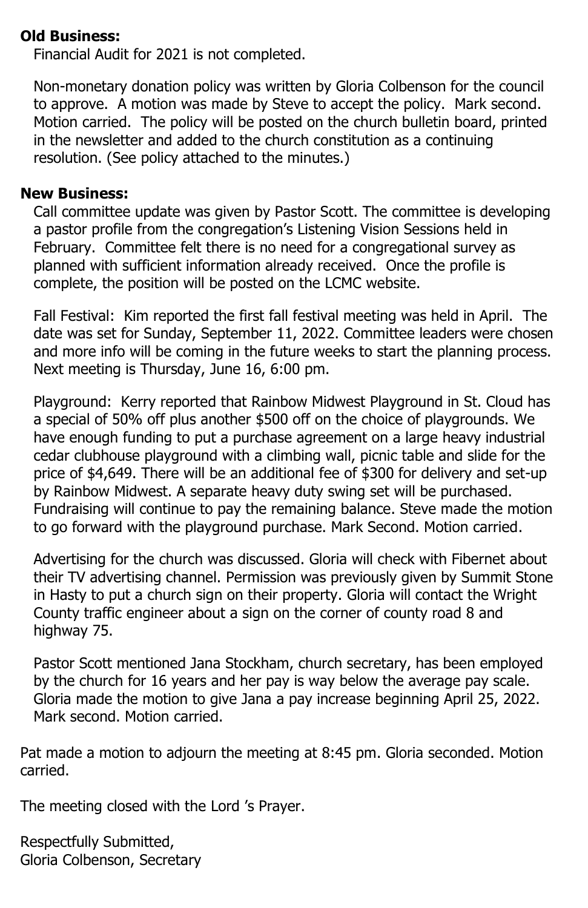**Old Business:**

Financial Audit for 2021 is not completed.

Non-monetary donation policy was written by Gloria Colbenson for the council to approve. A motion was made by Steve to accept the policy. Mark second. Motion carried. The policy will be posted on the church bulletin board, printed in the newsletter and added to the church constitution as a continuing resolution. (See policy attached to the minutes.)

**New Business:**

Call committee update was given by Pastor Scott. The committee is developing a pastor profile from the congregation's Listening Vision Sessions held in February. Committee felt there is no need for a congregational survey as planned with sufficient information already received. Once the profile is complete, the position will be posted on the LCMC website.

Fall Festival: Kim reported the first fall festival meeting was held in April. The date was set for Sunday, September 11, 2022. Committee leaders were chosen and more info will be coming in the future weeks to start the planning process. Next meeting is Thursday, June 16, 6:00 pm.

Playground: Kerry reported that Rainbow Midwest Playground in St. Cloud has a special of 50% off plus another $500 off on the choice of playgrounds. We have enough funding to put a purchase agreement on a large heavy industrial cedar clubhouse playground with a climbing wall, picnic table and slide for the price of $4,649. There will be an additional fee of $300 for delivery and set-up by Rainbow Midwest. A separate heavy duty swing set will be purchased. Fundraising will continue to pay the remaining balance. Steve made the motion to go forward with the playground purchase. Mark Second. Motion carried.

Advertising for the church was discussed. Gloria will check with Fibernet about their TV advertising channel. Permission was previously given by Summit Stone in Hasty to put a church sign on their property. Gloria will contact the Wright County traffic engineer about a sign on the corner of county road 8 and highway 75.

Pastor Scott mentioned Jana Stockham, church secretary, has been employed by the church for 16 years and her pay is way below the average pay scale. Gloria made the motion to give Jana a pay increase beginning April 25, 2022. Mark second. Motion carried.

Pat made a motion to adjourn the meeting at 8:45 pm. Gloria seconded. Motion carried.

The meeting closed with the Lord 's Prayer.

Respectfully Submitted,
Gloria Colbenson, Secretary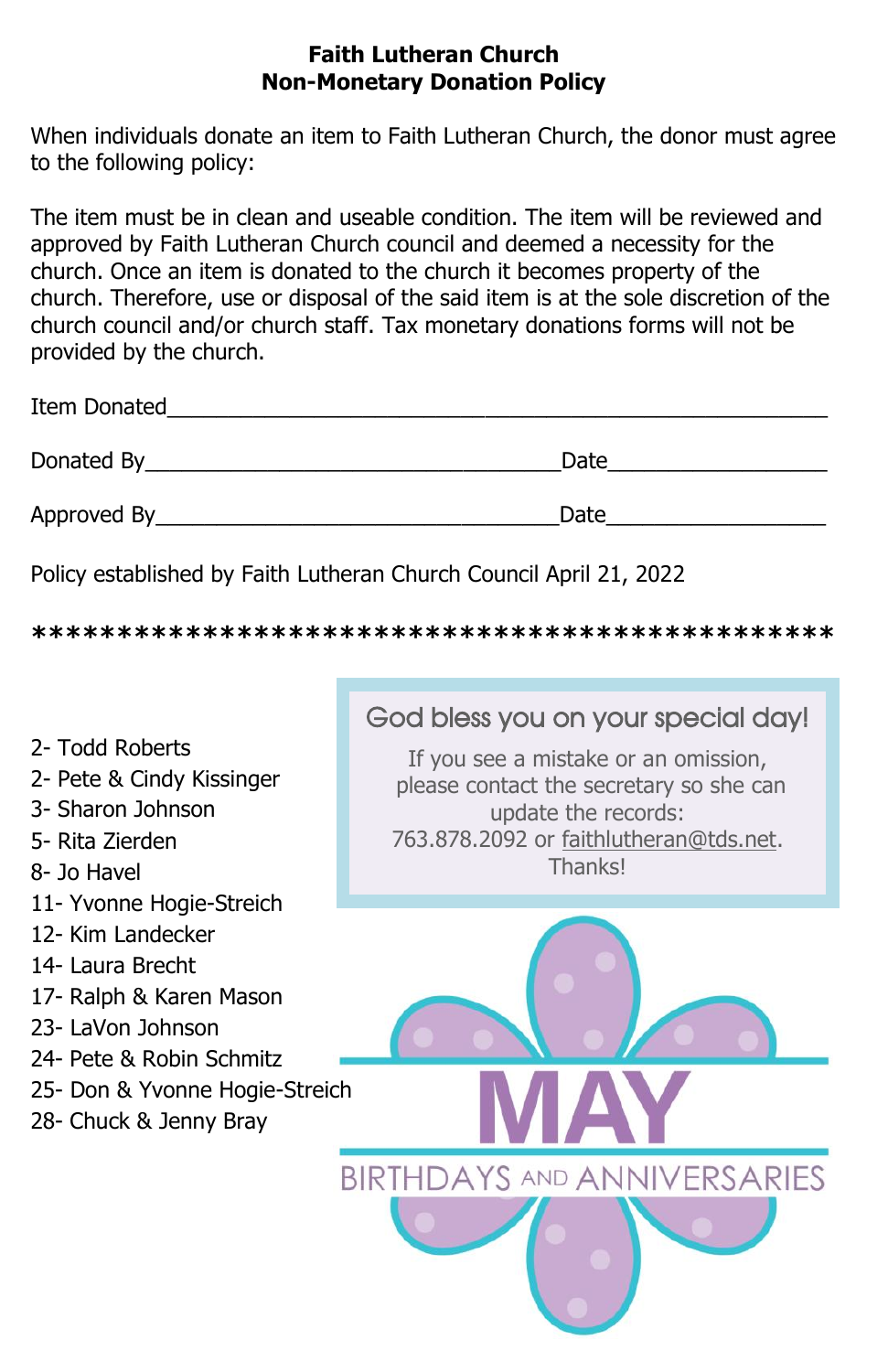# Faith Lutheran Church
## Non-Monetary Donation Policy

When individuals donate an item to Faith Lutheran Church, the donor must agree to the following policy:

The item must be in clean and useable condition. The item will be reviewed and approved by Faith Lutheran Church council and deemed a necessity for the church. Once an item is donated to the church it becomes property of the church. Therefore, use or disposal of the said item is at the sole discretion of the church council and/or church staff. Tax monetary donations forms will not be provided by the church.

Item Donated______________________________________________

Donated By______________________________ Date_______________

Approved By_____________________________ Date_______________

Policy established by Faith Lutheran Church Council April 21, 2022

*********************************************

God bless you on your special day!

If you see a mistake or an omission, please contact the secretary so she can update the records: 763.878.2092 or faithlutheran@tds.net. Thanks!

## MAY BIRTHDAYS AND ANNIVERSARIES

2- Todd Roberts
2- Pete & Cindy Kissinger
3- Sharon Johnson
5- Rita Zierden
8- Jo Havel
11- Yvonne Hogie-Streich
12- Kim Landecker
14- Laura Brecht
17- Ralph & Karen Mason
23- LaVon Johnson
24- Pete & Robin Schmitz
25- Don & Yvonne Hogie-Streich
28- Chuck & Jenny Bray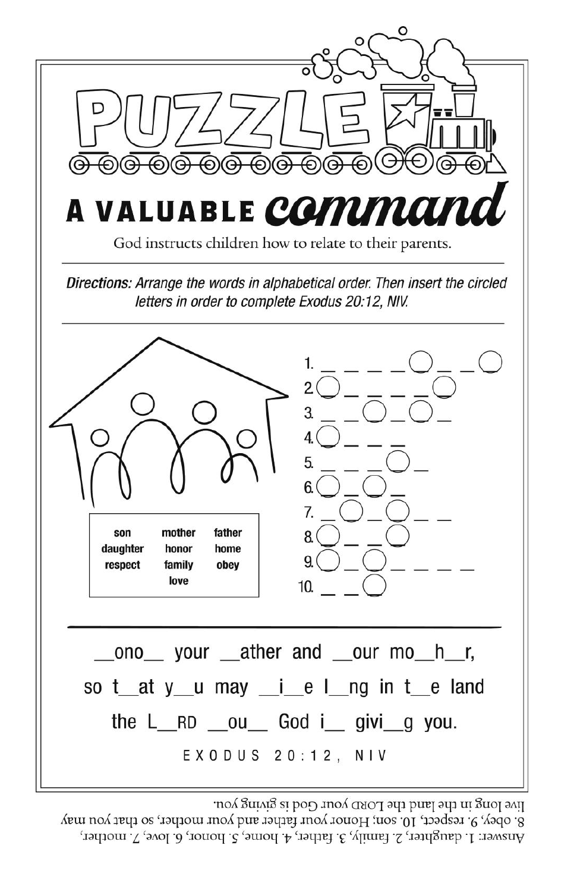# PUZZLE

## A VALUABLE *command*

God instructs children how to relate to their parents.

***Directions:*** *Arrange the words in alphabetical order. Then insert the circled letters in order to complete Exodus 20:12, NIV.*

1. _ _ _ _ (_) _ _ (_)
2. (_) _ _ _ _ (_)
3. _ _ (_) _ (_) _
4. (_) _ _ _
5. _ _ _ (_) _
6. (_) _ (_) _
7. _ (_) _ (_) _ _
8. (_) _ _ (_)
9. (_) _ (_) _ _ _ _
10. _ _ (_)

| | | |
|---|---|---|
| son | mother | father |
| daughter | honor | home |
| respect | family | obey |
| | love | |

__ono__ your __ather and __our mo__h__r,
so t__at y__u may __i__e l__ng in t__e land
the L__RD __ou__ God i__ givi__g you.

EXODUS 20:12, NIV

Answer: 1. daughter, 2. family, 3. father, 4. home, 5. honor, 6. love, 7. mother, 8. obey, 9. respect, 10. son; Honor your father and your mother, so that you may live long in the land the LORD your God is giving you.